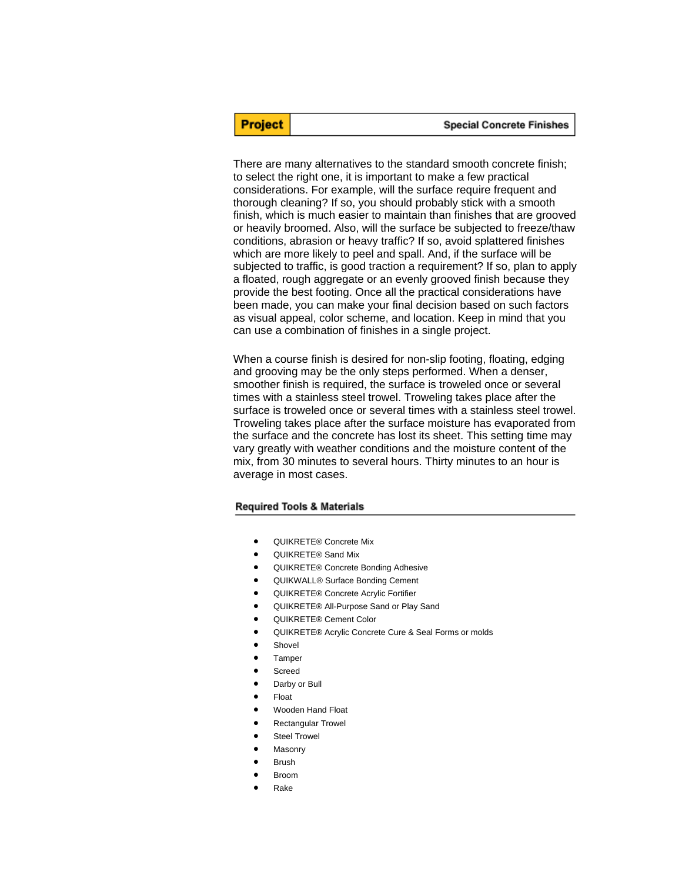**Project** | **Special Concrete Finishes**

There are many alternatives to the standard smooth concrete finish; to select the right one, it is important to make a few practical considerations. For example, will the surface require frequent and thorough cleaning? If so, you should probably stick with a smooth finish, which is much easier to maintain than finishes that are grooved or heavily broomed. Also, will the surface be subjected to freeze/thaw conditions, abrasion or heavy traffic? If so, avoid splattered finishes which are more likely to peel and spall. And, if the surface will be subjected to traffic, is good traction a requirement? If so, plan to apply a floated, rough aggregate or an evenly grooved finish because they provide the best footing. Once all the practical considerations have been made, you can make your final decision based on such factors as visual appeal, color scheme, and location. Keep in mind that you can use a combination of finishes in a single project.

When a course finish is desired for non-slip footing, floating, edging and grooving may be the only steps performed. When a denser, smoother finish is required, the surface is troweled once or several times with a stainless steel trowel. Troweling takes place after the surface is troweled once or several times with a stainless steel trowel. Troweling takes place after the surface moisture has evaporated from the surface and the concrete has lost its sheet. This setting time may vary greatly with weather conditions and the moisture content of the mix, from 30 minutes to several hours. Thirty minutes to an hour is average in most cases.

## Required Tools & Materials

- QUIKRETE® Concrete Mix
- QUIKRETE® Sand Mix
- QUIKRETE® Concrete Bonding Adhesive
- QUIKWALL® Surface Bonding Cement
- QUIKRETE® Concrete Acrylic Fortifier
- QUIKRETE® All-Purpose Sand or Play Sand
- QUIKRETE® Cement Color
- QUIKRETE® Acrylic Concrete Cure & Seal Forms or molds
- Shovel
- Tamper
- Screed
- Darby or Bull
- Float
- Wooden Hand Float
- Rectangular Trowel
- Steel Trowel
- Masonry
- Brush
- Broom
- Rake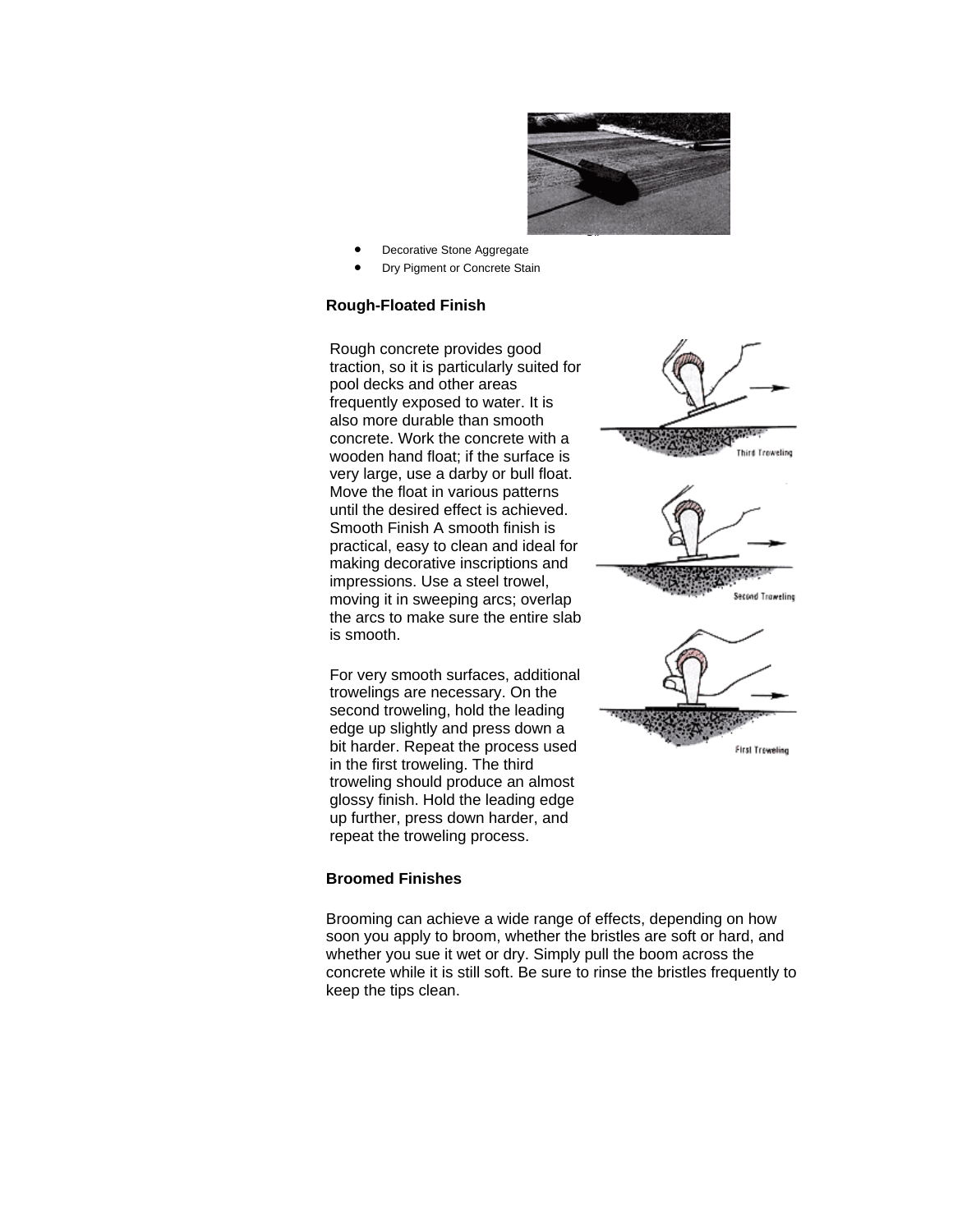- Decorative Stone Aggregate
- Dry Pigment or Concrete Stain

**Rough-Floated Finish**

Rough concrete provides good traction, so it is particularly suited for pool decks and other areas frequently exposed to water. It is also more durable than smooth concrete. Work the concrete with a wooden hand float; if the surface is very large, use a darby or bull float. Move the float in various patterns until the desired effect is achieved. Smooth Finish A smooth finish is practical, easy to clean and ideal for making decorative inscriptions and impressions. Use a steel trowel, moving it in sweeping arcs; overlap the arcs to make sure the entire slab is smooth.

For very smooth surfaces, additional trowelings are necessary. On the second troweling, hold the leading edge up slightly and press down a bit harder. Repeat the process used in the first troweling. The third troweling should produce an almost glossy finish. Hold the leading edge up further, press down harder, and repeat the troweling process.

**Broomed Finishes**

Brooming can achieve a wide range of effects, depending on how soon you apply to broom, whether the bristles are soft or hard, and whether you sue it wet or dry. Simply pull the boom across the concrete while it is still soft. Be sure to rinse the bristles frequently to keep the tips clean.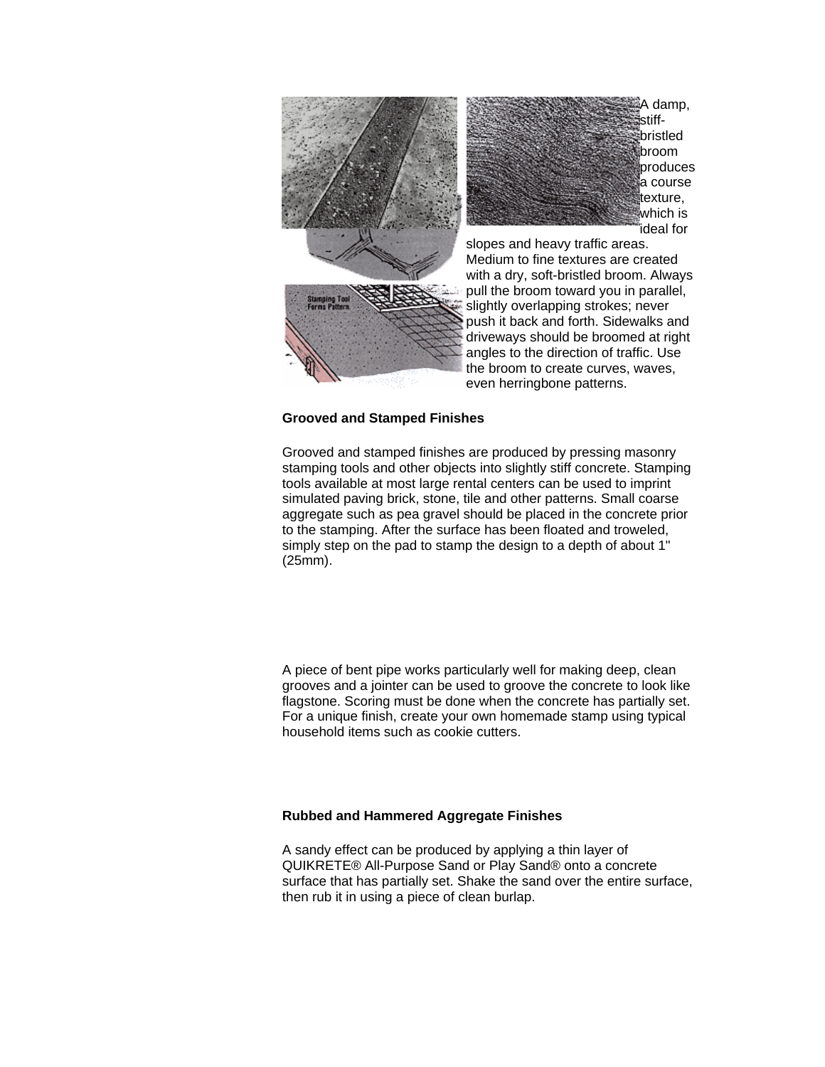A damp, stiff-bristled broom produces a course texture, which is ideal for slopes and heavy traffic areas. Medium to fine textures are created with a dry, soft-bristled broom. Always pull the broom toward you in parallel, slightly overlapping strokes; never push it back and forth. Sidewalks and driveways should be broomed at right angles to the direction of traffic. Use the broom to create curves, waves, even herringbone patterns.

**Grooved and Stamped Finishes**

Grooved and stamped finishes are produced by pressing masonry stamping tools and other objects into slightly stiff concrete. Stamping tools available at most large rental centers can be used to imprint simulated paving brick, stone, tile and other patterns. Small coarse aggregate such as pea gravel should be placed in the concrete prior to the stamping. After the surface has been floated and troweled, simply step on the pad to stamp the design to a depth of about 1" (25mm).

A piece of bent pipe works particularly well for making deep, clean grooves and a jointer can be used to groove the concrete to look like flagstone. Scoring must be done when the concrete has partially set. For a unique finish, create your own homemade stamp using typical household items such as cookie cutters.

**Rubbed and Hammered Aggregate Finishes**

A sandy effect can be produced by applying a thin layer of QUIKRETE® All-Purpose Sand or Play Sand® onto a concrete surface that has partially set. Shake the sand over the entire surface, then rub it in using a piece of clean burlap.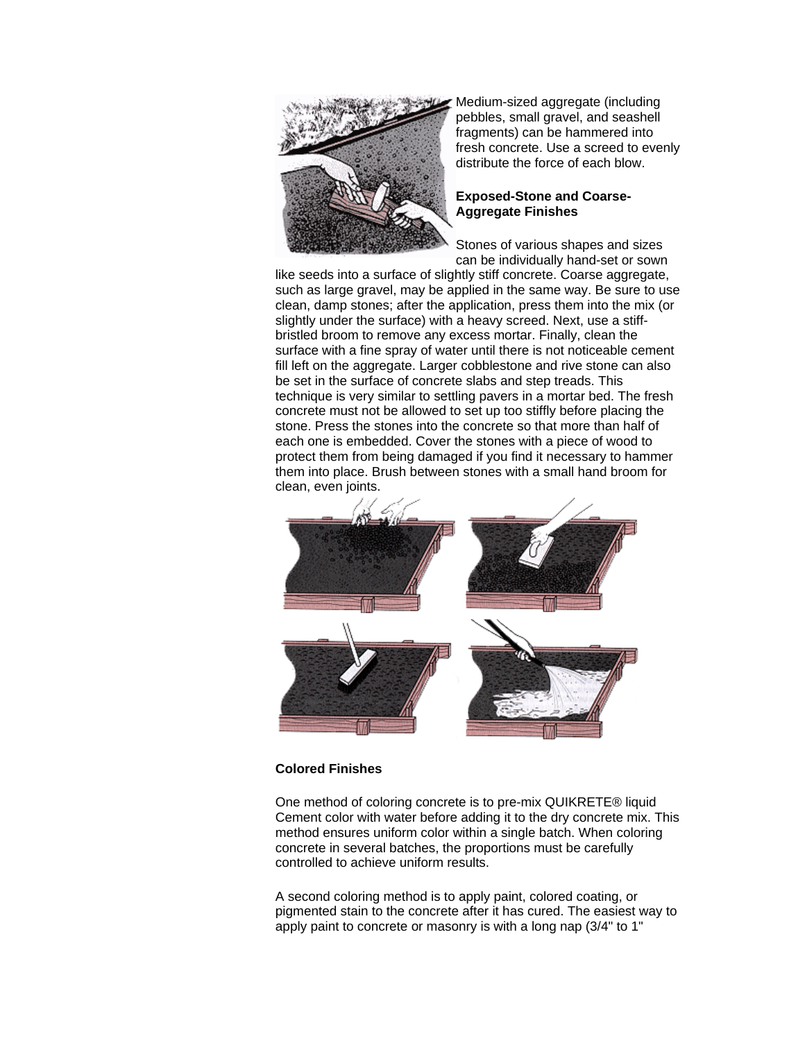Medium-sized aggregate (including pebbles, small gravel, and seashell fragments) can be hammered into fresh concrete. Use a screed to evenly distribute the force of each blow.

**Exposed-Stone and Coarse-Aggregate Finishes**

Stones of various shapes and sizes can be individually hand-set or sown like seeds into a surface of slightly stiff concrete. Coarse aggregate, such as large gravel, may be applied in the same way. Be sure to use clean, damp stones; after the application, press them into the mix (or slightly under the surface) with a heavy screed. Next, use a stiff-bristled broom to remove any excess mortar. Finally, clean the surface with a fine spray of water until there is not noticeable cement fill left on the aggregate. Larger cobblestone and rive stone can also be set in the surface of concrete slabs and step treads. This technique is very similar to settling pavers in a mortar bed. The fresh concrete must not be allowed to set up too stiffly before placing the stone. Press the stones into the concrete so that more than half of each one is embedded. Cover the stones with a piece of wood to protect them from being damaged if you find it necessary to hammer them into place. Brush between stones with a small hand broom for clean, even joints.

**Colored Finishes**

One method of coloring concrete is to pre-mix QUIKRETE® liquid Cement color with water before adding it to the dry concrete mix. This method ensures uniform color within a single batch. When coloring concrete in several batches, the proportions must be carefully controlled to achieve uniform results.

A second coloring method is to apply paint, colored coating, or pigmented stain to the concrete after it has cured. The easiest way to apply paint to concrete or masonry is with a long nap (3/4" to 1"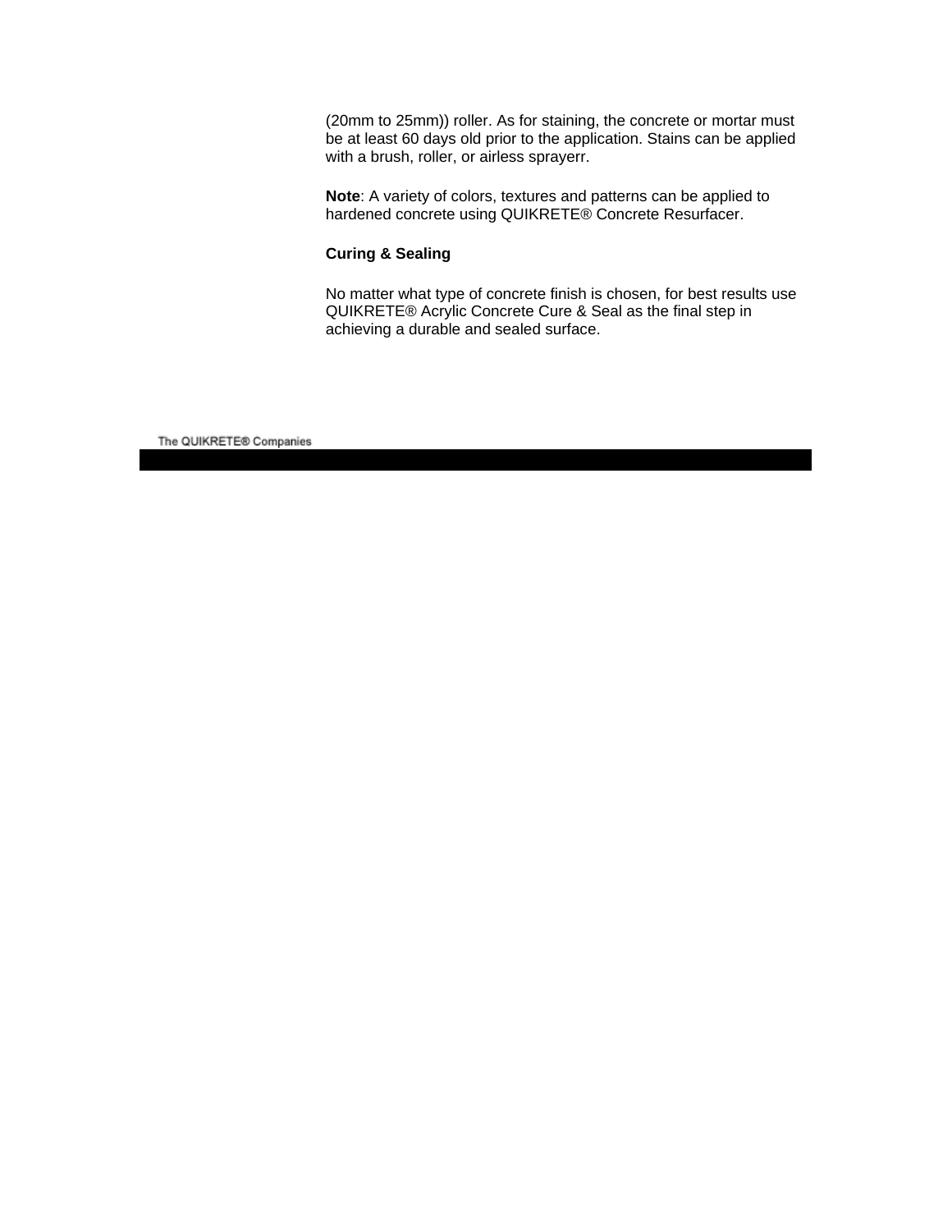(20mm to 25mm)) roller. As for staining, the concrete or mortar must be at least 60 days old prior to the application. Stains can be applied with a brush, roller, or airless sprayerr.

**Note**: A variety of colors, textures and patterns can be applied to hardened concrete using QUIKRETE® Concrete Resurfacer.

**Curing & Sealing**

No matter what type of concrete finish is chosen, for best results use QUIKRETE® Acrylic Concrete Cure & Seal as the final step in achieving a durable and sealed surface.